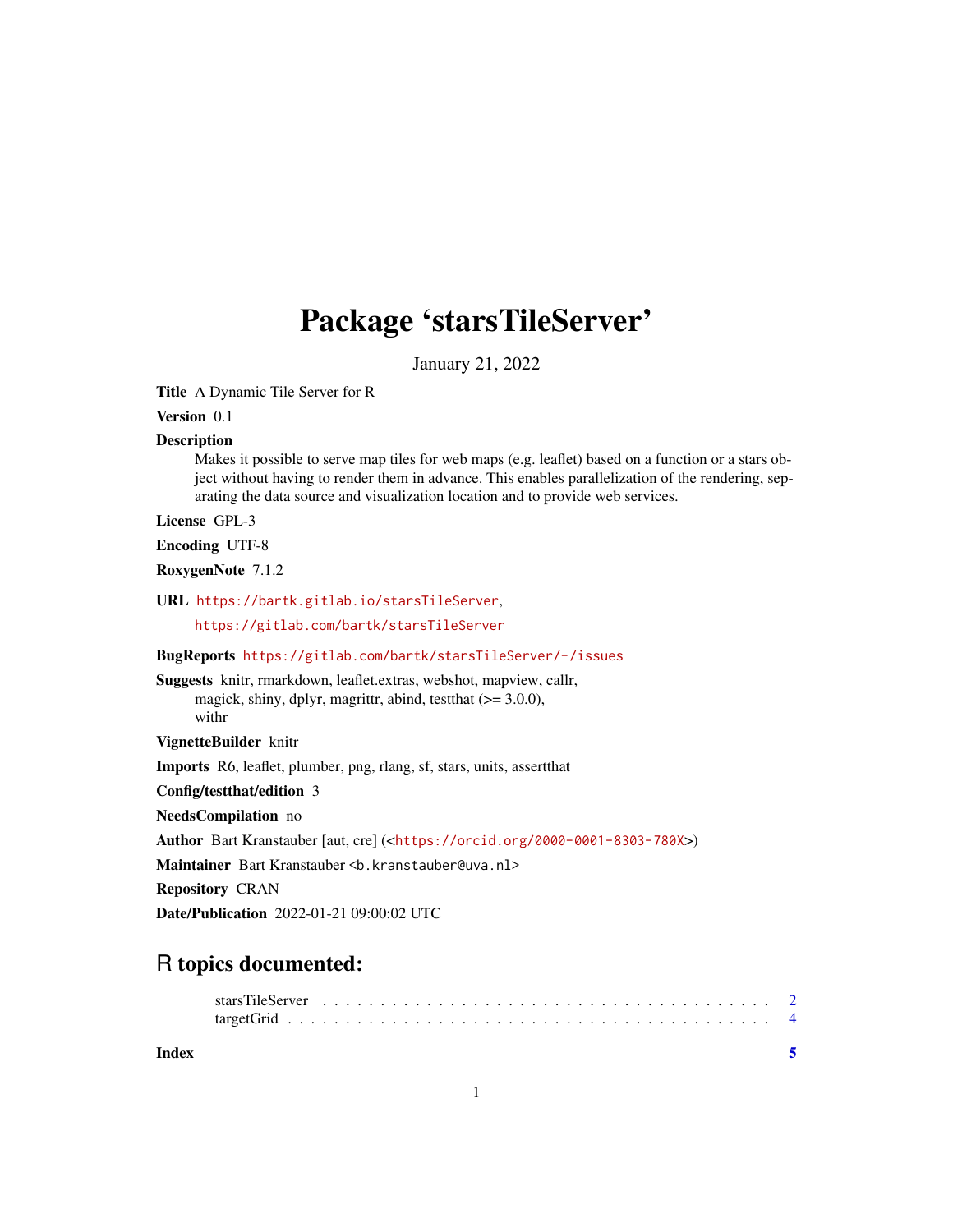# Package 'starsTileServer'

January 21, 2022

**Title** A Dynamic Tile Server for R

**Version** 0.1

**Description**
Makes it possible to serve map tiles for web maps (e.g. leaflet) based on a function or a stars object without having to render them in advance. This enables parallelization of the rendering, separating the data source and visualization location and to provide web services.

**License** GPL-3

**Encoding** UTF-8

**RoxygenNote** 7.1.2

**URL** https://bartk.gitlab.io/starsTileServer,
https://gitlab.com/bartk/starsTileServer

**BugReports** https://gitlab.com/bartk/starsTileServer/-/issues

**Suggests** knitr, rmarkdown, leaflet.extras, webshot, mapview, callr, magick, shiny, dplyr, magrittr, abind, testthat (>= 3.0.0), withr

**VignetteBuilder** knitr

**Imports** R6, leaflet, plumber, png, rlang, sf, stars, units, assertthat

**Config/testthat/edition** 3

**NeedsCompilation** no

**Author** Bart Kranstauber [aut, cre] (<https://orcid.org/0000-0001-8303-780X>)

**Maintainer** Bart Kranstauber <b.kranstauber@uva.nl>

**Repository** CRAN

**Date/Publication** 2022-01-21 09:00:02 UTC

## R topics documented:

starsTileServer . . . . . . . . . . . . . . . . . . . . . . . . . . . . . . . . . . . . . . 2
targetGrid . . . . . . . . . . . . . . . . . . . . . . . . . . . . . . . . . . . . . . . . . 4

**Index** 5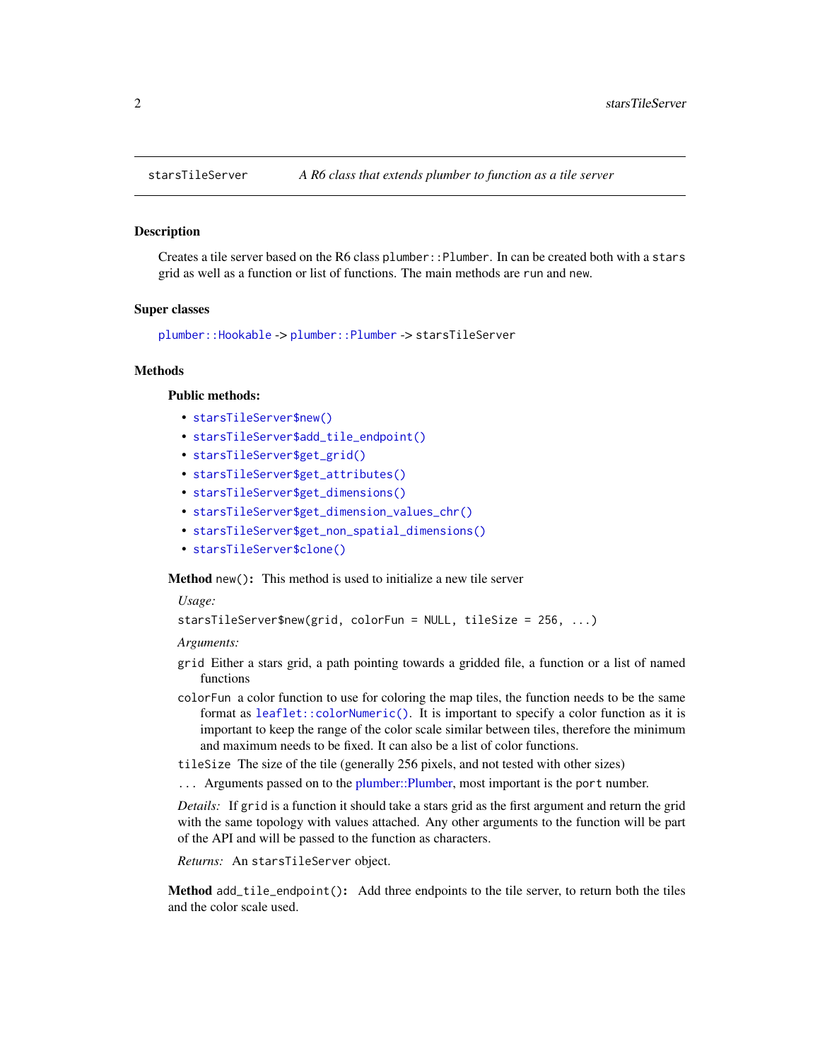`starsTileServer` *A R6 class that extends plumber to function as a tile server*

## Description

Creates a tile server based on the R6 class `plumber::Plumber`. In can be created both with a `stars` grid as well as a function or list of functions. The main methods are `run` and `new`.

## Super classes

`plumber::Hookable` -> `plumber::Plumber` -> `starsTileServer`

## Methods

### Public methods:

- `starsTileServer$new()`
- `starsTileServer$add_tile_endpoint()`
- `starsTileServer$get_grid()`
- `starsTileServer$get_attributes()`
- `starsTileServer$get_dimensions()`
- `starsTileServer$get_dimension_values_chr()`
- `starsTileServer$get_non_spatial_dimensions()`
- `starsTileServer$clone()`

**Method** `new()`**:** This method is used to initialize a new tile server

*Usage:*

```
starsTileServer$new(grid, colorFun = NULL, tileSize = 256, ...)
```

*Arguments:*

`grid` Either a stars grid, a path pointing towards a gridded file, a function or a list of named functions

`colorFun` a color function to use for coloring the map tiles, the function needs to be the same format as `leaflet::colorNumeric()`. It is important to specify a color function as it is important to keep the range of the color scale similar between tiles, therefore the minimum and maximum needs to be fixed. It can also be a list of color functions.

`tileSize` The size of the tile (generally 256 pixels, and not tested with other sizes)

`...` Arguments passed on to the plumber::Plumber, most important is the `port` number.

*Details:* If `grid` is a function it should take a stars grid as the first argument and return the grid with the same topology with values attached. Any other arguments to the function will be part of the API and will be passed to the function as characters.

*Returns:* An `starsTileServer` object.

**Method** `add_tile_endpoint()`**:** Add three endpoints to the tile server, to return both the tiles and the color scale used.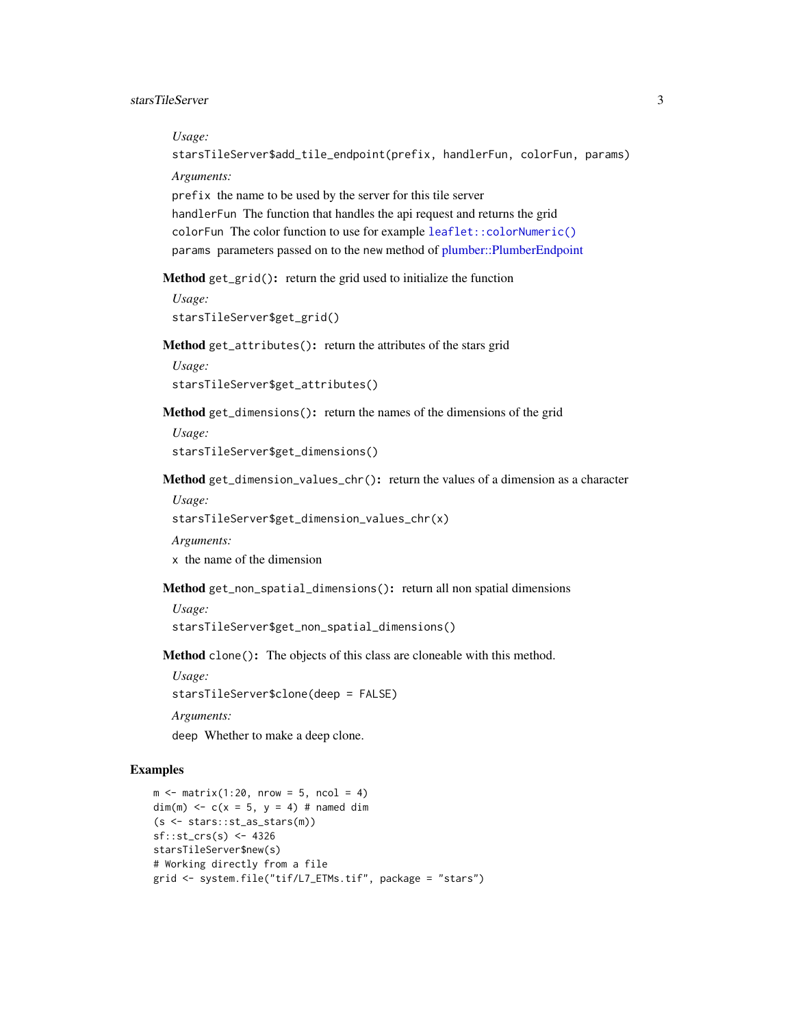*Usage:*

```
starsTileServer$add_tile_endpoint(prefix, handlerFun, colorFun, params)
```

*Arguments:*

`prefix` the name to be used by the server for this tile server

`handlerFun` The function that handles the api request and returns the grid

`colorFun` The color function to use for example `leaflet::colorNumeric()`

`params` parameters passed on to the new method of plumber::PlumberEndpoint

**Method** `get_grid()`: return the grid used to initialize the function

*Usage:*

```
starsTileServer$get_grid()
```

**Method** `get_attributes()`: return the attributes of the stars grid

*Usage:*

```
starsTileServer$get_attributes()
```

**Method** `get_dimensions()`: return the names of the dimensions of the grid

*Usage:*

```
starsTileServer$get_dimensions()
```

**Method** `get_dimension_values_chr()`: return the values of a dimension as a character

*Usage:*

```
starsTileServer$get_dimension_values_chr(x)
```

*Arguments:*

`x` the name of the dimension

**Method** `get_non_spatial_dimensions()`: return all non spatial dimensions

*Usage:*

```
starsTileServer$get_non_spatial_dimensions()
```

**Method** `clone()`: The objects of this class are cloneable with this method.

*Usage:*

```
starsTileServer$clone(deep = FALSE)
```

*Arguments:*

`deep` Whether to make a deep clone.

## Examples

```
m <- matrix(1:20, nrow = 5, ncol = 4)
dim(m) <- c(x = 5, y = 4) # named dim
(s <- stars::st_as_stars(m))
sf::st_crs(s) <- 4326
starsTileServer$new(s)
# Working directly from a file
grid <- system.file("tif/L7_ETMs.tif", package = "stars")
```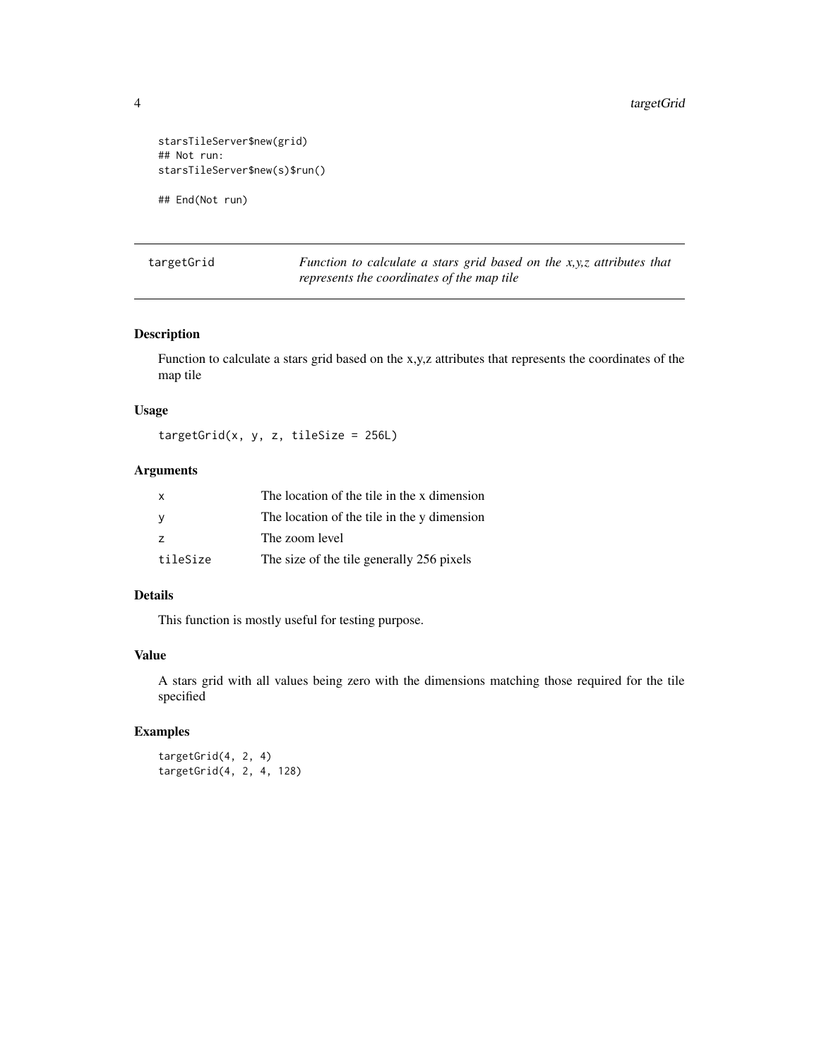```
starsTileServer$new(grid)
## Not run:
starsTileServer$new(s)$run()

## End(Not run)
```

## targetGrid — *Function to calculate a stars grid based on the x,y,z attributes that represents the coordinates of the map tile*

### Description

Function to calculate a stars grid based on the x,y,z attributes that represents the coordinates of the map tile

### Usage

```
targetGrid(x, y, z, tileSize = 256L)
```

### Arguments

| | |
|---|---|
| `x` | The location of the tile in the x dimension |
| `y` | The location of the tile in the y dimension |
| `z` | The zoom level |
| `tileSize` | The size of the tile generally 256 pixels |

### Details

This function is mostly useful for testing purpose.

### Value

A stars grid with all values being zero with the dimensions matching those required for the tile specified

### Examples

```
targetGrid(4, 2, 4)
targetGrid(4, 2, 4, 128)
```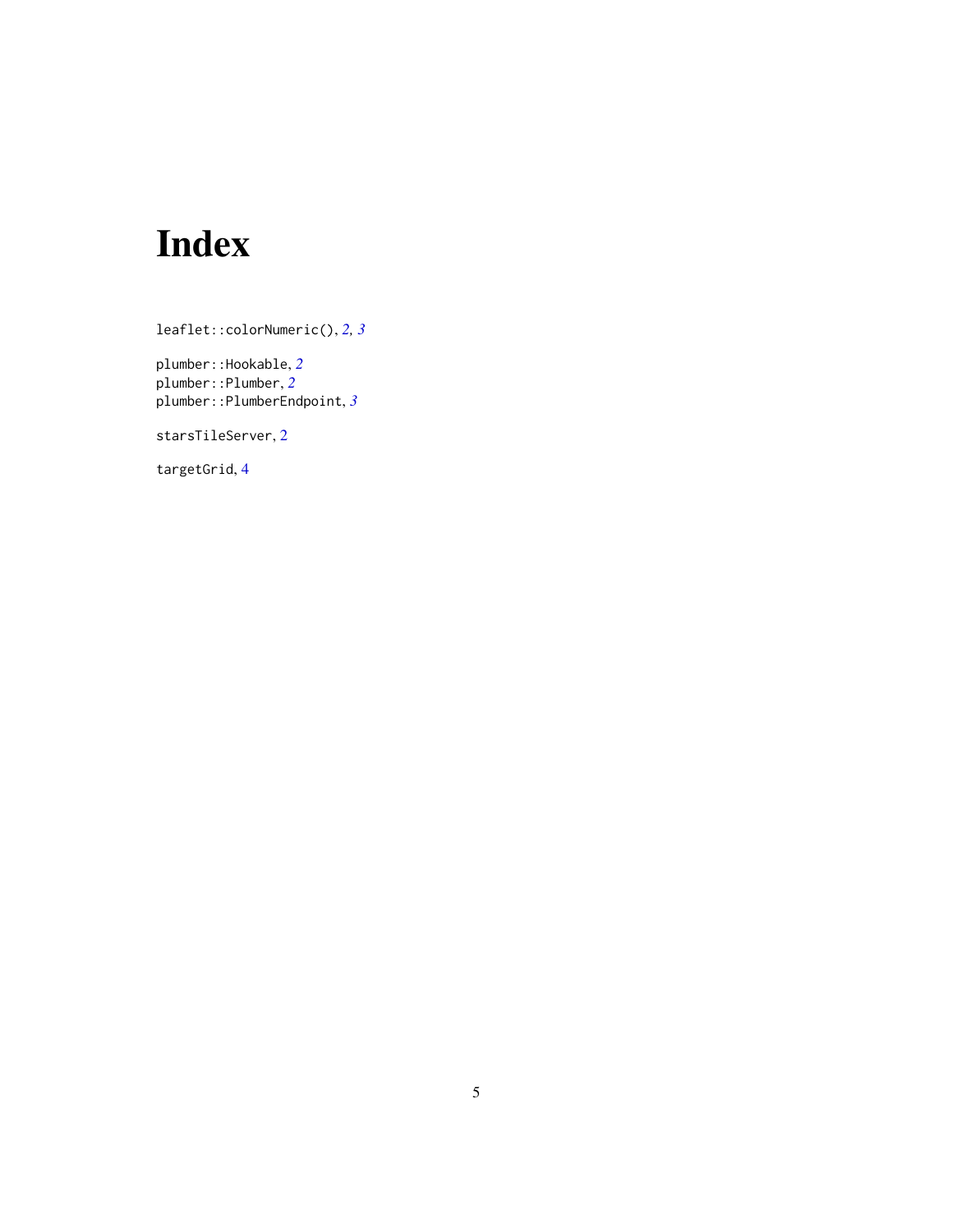# Index

leaflet::colorNumeric(), *2, 3*

plumber::Hookable, *2*
plumber::Plumber, *2*
plumber::PlumberEndpoint, *3*

starsTileServer, 2

targetGrid, 4